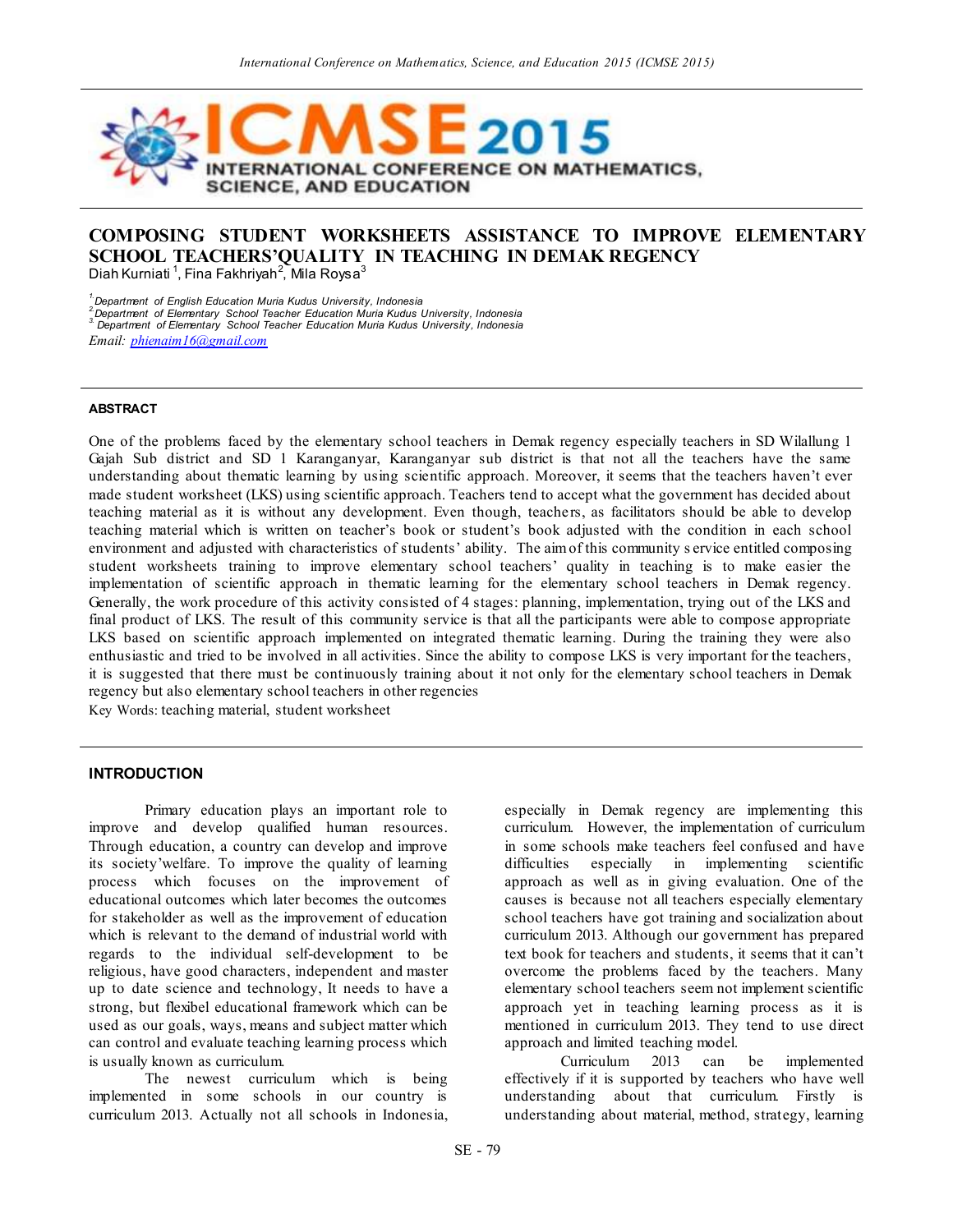# COMPOSING STUDENT WORKSHEETS ASSISTANCE TO IMPROVE ELEMENTARY SCHOOL TEACHERS'QUALITY IN TEACHING IN DEMAK REGENCY

Diah Kurniati [1], Fina Fakhriyah[2], Mila Roysa[3]

[1] Department of English Education Muria Kudus University, Indonesia
[2] Department of Elementary School Teacher Education Muria Kudus University, Indonesia
[3] Department of Elementary School Teacher Education Muria Kudus University, Indonesia

*Email: phienaim16@gmail.com*

## ABSTRACT

One of the problems faced by the elementary school teachers in Demak regency especially teachers in SD Wilallung 1 Gajah Sub district and SD 1 Karanganyar, Karanganyar sub district is that not all the teachers have the same understanding about thematic learning by using scientific approach. Moreover, it seems that the teachers haven't ever made student worksheet (LKS) using scientific approach. Teachers tend to accept what the government has decided about teaching material as it is without any development. Even though, teachers, as facilitators should be able to develop teaching material which is written on teacher's book or student's book adjusted with the condition in each school environment and adjusted with characteristics of students' ability. The aim of this community service entitled composing student worksheets training to improve elementary school teachers' quality in teaching is to make easier the implementation of scientific approach in thematic learning for the elementary school teachers in Demak regency. Generally, the work procedure of this activity consisted of 4 stages: planning, implementation, trying out of the LKS and final product of LKS. The result of this community service is that all the participants were able to compose appropriate LKS based on scientific approach implemented on integrated thematic learning. During the training they were also enthusiastic and tried to be involved in all activities. Since the ability to compose LKS is very important for the teachers, it is suggested that there must be continuously training about it not only for the elementary school teachers in Demak regency but also elementary school teachers in other regencies

Key Words: teaching material, student worksheet

## INTRODUCTION

Primary education plays an important role to improve and develop qualified human resources. Through education, a country can develop and improve its society'welfare. To improve the quality of learning process which focuses on the improvement of educational outcomes which later becomes the outcomes for stakeholder as well as the improvement of education which is relevant to the demand of industrial world with regards to the individual self-development to be religious, have good characters, independent and master up to date science and technology, It needs to have a strong, but flexibel educational framework which can be used as our goals, ways, means and subject matter which can control and evaluate teaching learning process which is usually known as curriculum.

The newest curriculum which is being implemented in some schools in our country is curriculum 2013. Actually not all schools in Indonesia, especially in Demak regency are implementing this curriculum. However, the implementation of curriculum in some schools make teachers feel confused and have difficulties especially in implementing scientific approach as well as in giving evaluation. One of the causes is because not all teachers especially elementary school teachers have got training and socialization about curriculum 2013. Although our government has prepared text book for teachers and students, it seems that it can't overcome the problems faced by the teachers. Many elementary school teachers seem not implement scientific approach yet in teaching learning process as it is mentioned in curriculum 2013. They tend to use direct approach and limited teaching model.

Curriculum 2013 can be implemented effectively if it is supported by teachers who have well understanding about that curriculum. Firstly is understanding about material, method, strategy, learning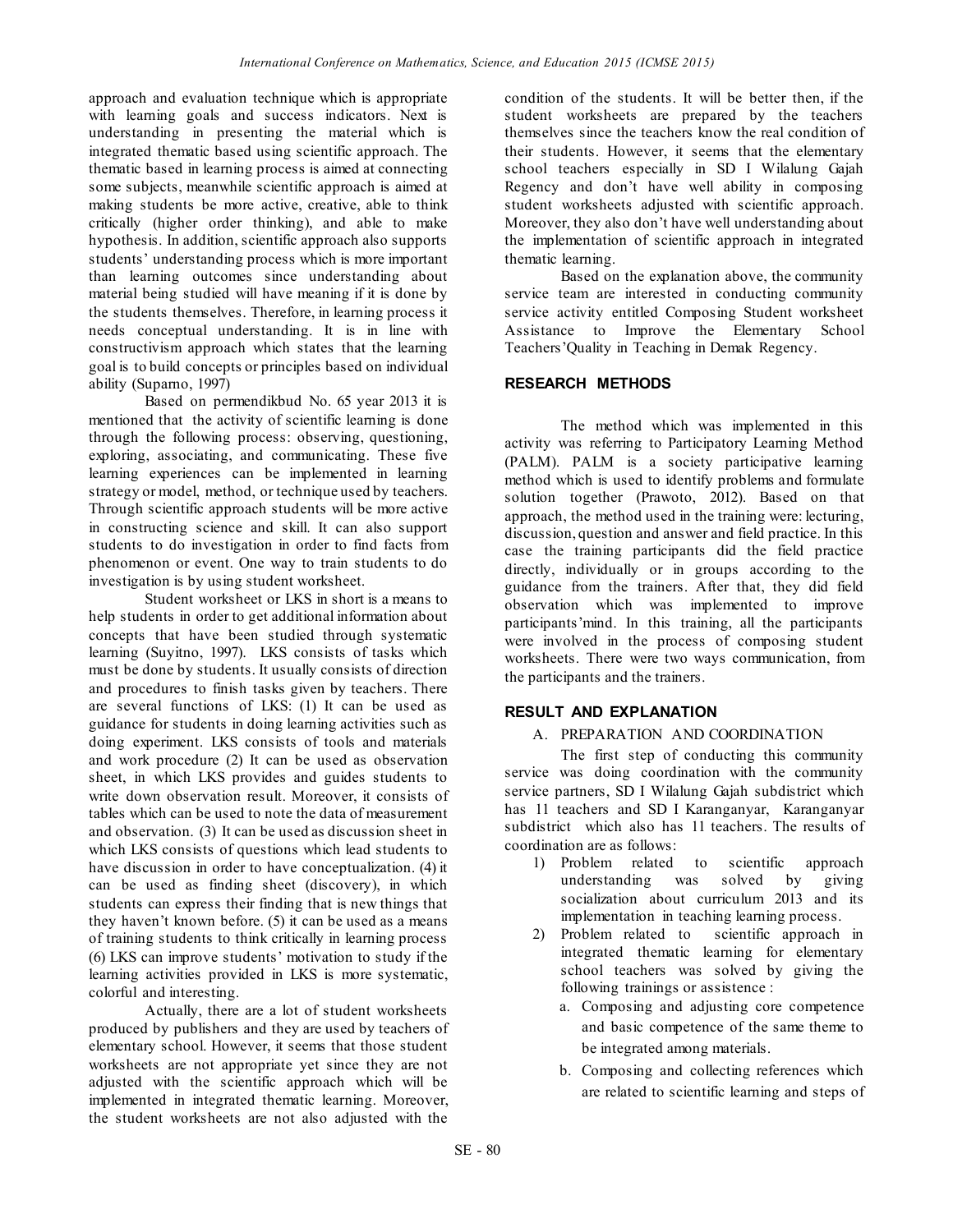approach and evaluation technique which is appropriate with learning goals and success indicators. Next is understanding in presenting the material which is integrated thematic based using scientific approach. The thematic based in learning process is aimed at connecting some subjects, meanwhile scientific approach is aimed at making students be more active, creative, able to think critically (higher order thinking), and able to make hypothesis. In addition, scientific approach also supports students' understanding process which is more important than learning outcomes since understanding about material being studied will have meaning if it is done by the students themselves. Therefore, in learning process it needs conceptual understanding. It is in line with constructivism approach which states that the learning goal is to build concepts or principles based on individual ability (Suparno, 1997)

Based on permendikbud No. 65 year 2013 it is mentioned that the activity of scientific learning is done through the following process: observing, questioning, exploring, associating, and communicating. These five learning experiences can be implemented in learning strategy or model, method, or technique used by teachers. Through scientific approach students will be more active in constructing science and skill. It can also support students to do investigation in order to find facts from phenomenon or event. One way to train students to do investigation is by using student worksheet.

Student worksheet or LKS in short is a means to help students in order to get additional information about concepts that have been studied through systematic learning (Suyitno, 1997). LKS consists of tasks which must be done by students. It usually consists of direction and procedures to finish tasks given by teachers. There are several functions of LKS: (1) It can be used as guidance for students in doing learning activities such as doing experiment. LKS consists of tools and materials and work procedure (2) It can be used as observation sheet, in which LKS provides and guides students to write down observation result. Moreover, it consists of tables which can be used to note the data of measurement and observation. (3) It can be used as discussion sheet in which LKS consists of questions which lead students to have discussion in order to have conceptualization. (4) it can be used as finding sheet (discovery), in which students can express their finding that is new things that they haven't known before. (5) it can be used as a means of training students to think critically in learning process (6) LKS can improve students' motivation to study if the learning activities provided in LKS is more systematic, colorful and interesting.

Actually, there are a lot of student worksheets produced by publishers and they are used by teachers of elementary school. However, it seems that those student worksheets are not appropriate yet since they are not adjusted with the scientific approach which will be implemented in integrated thematic learning. Moreover, the student worksheets are not also adjusted with the condition of the students. It will be better then, if the student worksheets are prepared by the teachers themselves since the teachers know the real condition of their students. However, it seems that the elementary school teachers especially in SD I Wilalung Gajah Regency and don't have well ability in composing student worksheets adjusted with scientific approach. Moreover, they also don't have well understanding about the implementation of scientific approach in integrated thematic learning.

Based on the explanation above, the community service team are interested in conducting community service activity entitled Composing Student worksheet Assistance to Improve the Elementary School Teachers'Quality in Teaching in Demak Regency.

## RESEARCH METHODS

The method which was implemented in this activity was referring to Participatory Learning Method (PALM). PALM is a society participative learning method which is used to identify problems and formulate solution together (Prawoto, 2012). Based on that approach, the method used in the training were: lecturing, discussion, question and answer and field practice. In this case the training participants did the field practice directly, individually or in groups according to the guidance from the trainers. After that, they did field observation which was implemented to improve participants'mind. In this training, all the participants were involved in the process of composing student worksheets. There were two ways communication, from the participants and the trainers.

## RESULT AND EXPLANATION

### A. PREPARATION AND COORDINATION

The first step of conducting this community service was doing coordination with the community service partners, SD I Wilalung Gajah subdistrict which has 11 teachers and SD I Karanganyar, Karanganyar subdistrict which also has 11 teachers. The results of coordination are as follows:

1) Problem related to scientific approach understanding was solved by giving socialization about curriculum 2013 and its implementation in teaching learning process.
2) Problem related to scientific approach in integrated thematic learning for elementary school teachers was solved by giving the following trainings or assistence :
   a. Composing and adjusting core competence and basic competence of the same theme to be integrated among materials.
   b. Composing and collecting references which are related to scientific learning and steps of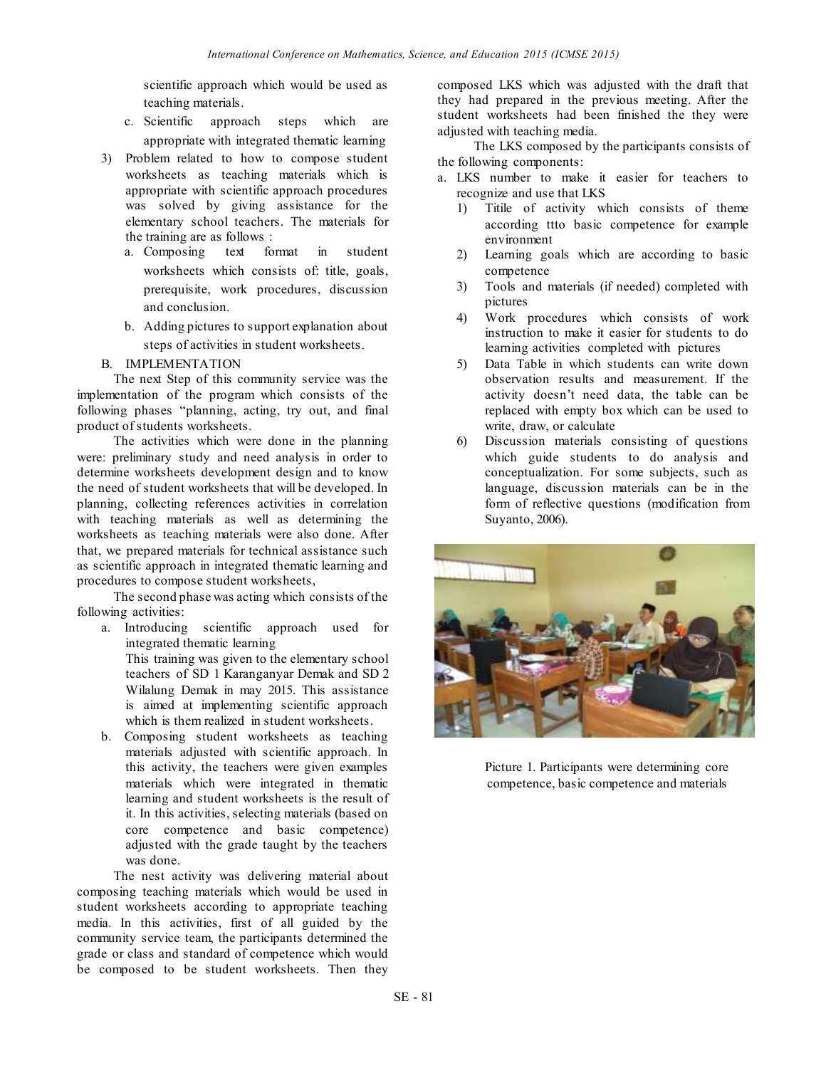scientific approach which would be used as teaching materials.

c. Scientific approach steps which are appropriate with integrated thematic learning

3) Problem related to how to compose student worksheets as teaching materials which is appropriate with scientific approach procedures was solved by giving assistance for the elementary school teachers. The materials for the training are as follows :

a. Composing text format in student worksheets which consists of: title, goals, prerequisite, work procedures, discussion and conclusion.

b. Adding pictures to support explanation about steps of activities in student worksheets.

B. IMPLEMENTATION

The next Step of this community service was the implementation of the program which consists of the following phases "planning, acting, try out, and final product of students worksheets.

The activities which were done in the planning were: preliminary study and need analysis in order to determine worksheets development design and to know the need of student worksheets that will be developed. In planning, collecting references activities in correlation with teaching materials as well as determining the worksheets as teaching materials were also done. After that, we prepared materials for technical assistance such as scientific approach in integrated thematic learning and procedures to compose student worksheets,

The second phase was acting which consists of the following activities:

a. Introducing scientific approach used for integrated thematic learning

This training was given to the elementary school teachers of SD 1 Karanganyar Demak and SD 2 Wilalung Demak in may 2015. This assistance is aimed at implementing scientific approach which is them realized in student worksheets.

b. Composing student worksheets as teaching materials adjusted with scientific approach. In this activity, the teachers were given examples materials which were integrated in thematic learning and student worksheets is the result of it. In this activities, selecting materials (based on core competence and basic competence) adjusted with the grade taught by the teachers was done.

The nest activity was delivering material about composing teaching materials which would be used in student worksheets according to appropriate teaching media. In this activities, first of all guided by the community service team, the participants determined the grade or class and standard of competence which would be composed to be student worksheets. Then they composed LKS which was adjusted with the draft that they had prepared in the previous meeting. After the student worksheets had been finished the they were adjusted with teaching media.

The LKS composed by the participants consists of the following components:

a. LKS number to make it easier for teachers to recognize and use that LKS

1) Titile of activity which consists of theme according ttto basic competence for example environment
2) Learning goals which are according to basic competence
3) Tools and materials (if needed) completed with pictures
4) Work procedures which consists of work instruction to make it easier for students to do learning activities completed with pictures
5) Data Table in which students can write down observation results and measurement. If the activity doesn't need data, the table can be replaced with empty box which can be used to write, draw, or calculate
6) Discussion materials consisting of questions which guide students to do analysis and conceptualization. For some subjects, such as language, discussion materials can be in the form of reflective questions (modification from Suyanto, 2006).

Picture 1. Participants were determining core competence, basic competence and materials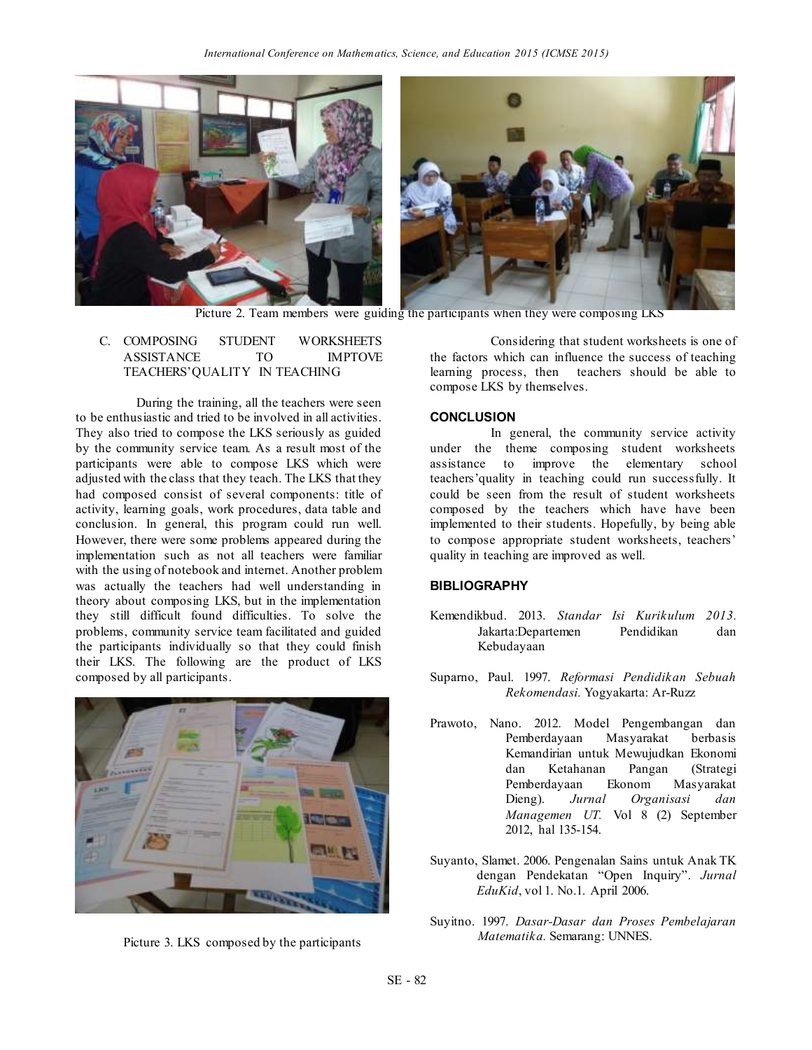Picture 2. Team members were guiding the participants when they were composing LKS

C. COMPOSING STUDENT WORKSHEETS ASSISTANCE TO IMPTOVE TEACHERS'QUALITY IN TEACHING

During the training, all the teachers were seen to be enthusiastic and tried to be involved in all activities. They also tried to compose the LKS seriously as guided by the community service team. As a result most of the participants were able to compose LKS which were adjusted with the class that they teach. The LKS that they had composed consist of several components: title of activity, learning goals, work procedures, data table and conclusion. In general, this program could run well. However, there were some problems appeared during the implementation such as not all teachers were familiar with the using of notebook and internet. Another problem was actually the teachers had well understanding in theory about composing LKS, but in the implementation they still difficult found difficulties. To solve the problems, community service team facilitated and guided the participants individually so that they could finish their LKS. The following are the product of LKS composed by all participants.

Picture 3. LKS composed by the participants

Considering that student worksheets is one of the factors which can influence the success of teaching learning process, then teachers should be able to compose LKS by themselves.

## CONCLUSION

In general, the community service activity under the theme composing student worksheets assistance to improve the elementary school teachers'quality in teaching could run successfully. It could be seen from the result of student worksheets composed by the teachers which have have been implemented to their students. Hopefully, by being able to compose appropriate student worksheets, teachers' quality in teaching are improved as well.

## BIBLIOGRAPHY

Kemendikbud. 2013. *Standar Isi Kurikulum 2013.* Jakarta:Departemen Pendidikan dan Kebudayaan

Suparno, Paul. 1997. *Reformasi Pendidikan Sebuah Rekomendasi.* Yogyakarta: Ar-Ruzz

Prawoto, Nano. 2012. Model Pengembangan dan Pemberdayaan Masyarakat berbasis Kemandirian untuk Mewujudkan Ekonomi dan Ketahanan Pangan (Strategi Pemberdayaan Ekonom Masyarakat Dieng). *Jurnal Organisasi dan Managemen UT.* Vol 8 (2) September 2012, hal 135-154.

Suyanto, Slamet. 2006. Pengenalan Sains untuk Anak TK dengan Pendekatan "Open Inquiry". *Jurnal EduKid*, vol 1. No.1. April 2006.

Suyitno. 1997. *Dasar-Dasar dan Proses Pembelajaran Matematika.* Semarang: UNNES.